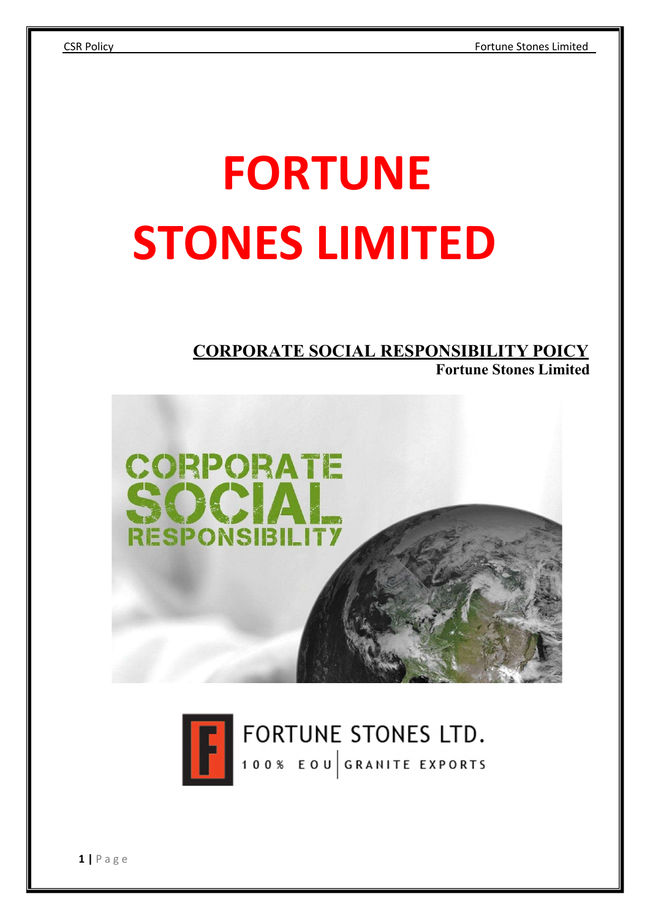# FORTUNE STONES LIMITED

## CORPORATE SOCIAL RESPONSIBILITY POICY

**Fortune Stones Limited**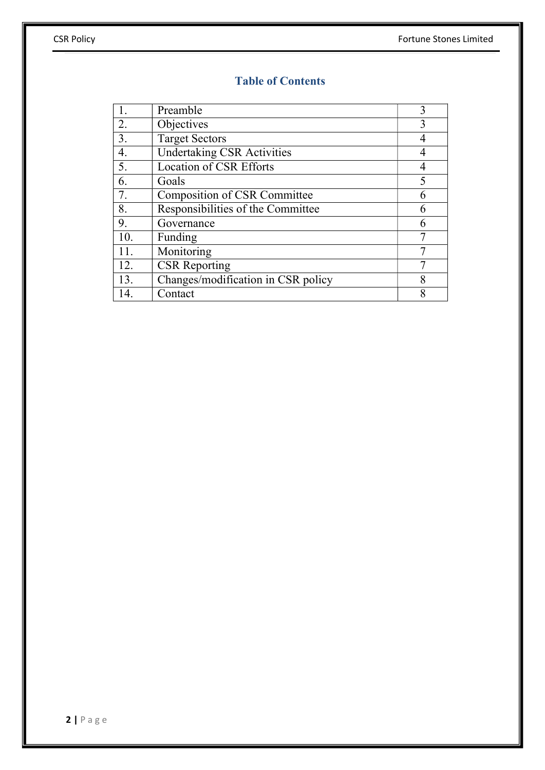# Table of Contents

| | | |
|---|---|---|
| 1. | Preamble | 3 |
| 2. | Objectives | 3 |
| 3. | Target Sectors | 4 |
| 4. | Undertaking CSR Activities | 4 |
| 5. | Location of CSR Efforts | 4 |
| 6. | Goals | 5 |
| 7. | Composition of CSR Committee | 6 |
| 8. | Responsibilities of the Committee | 6 |
| 9. | Governance | 6 |
| 10. | Funding | 7 |
| 11. | Monitoring | 7 |
| 12. | CSR Reporting | 7 |
| 13. | Changes/modification in CSR policy | 8 |
| 14. | Contact | 8 |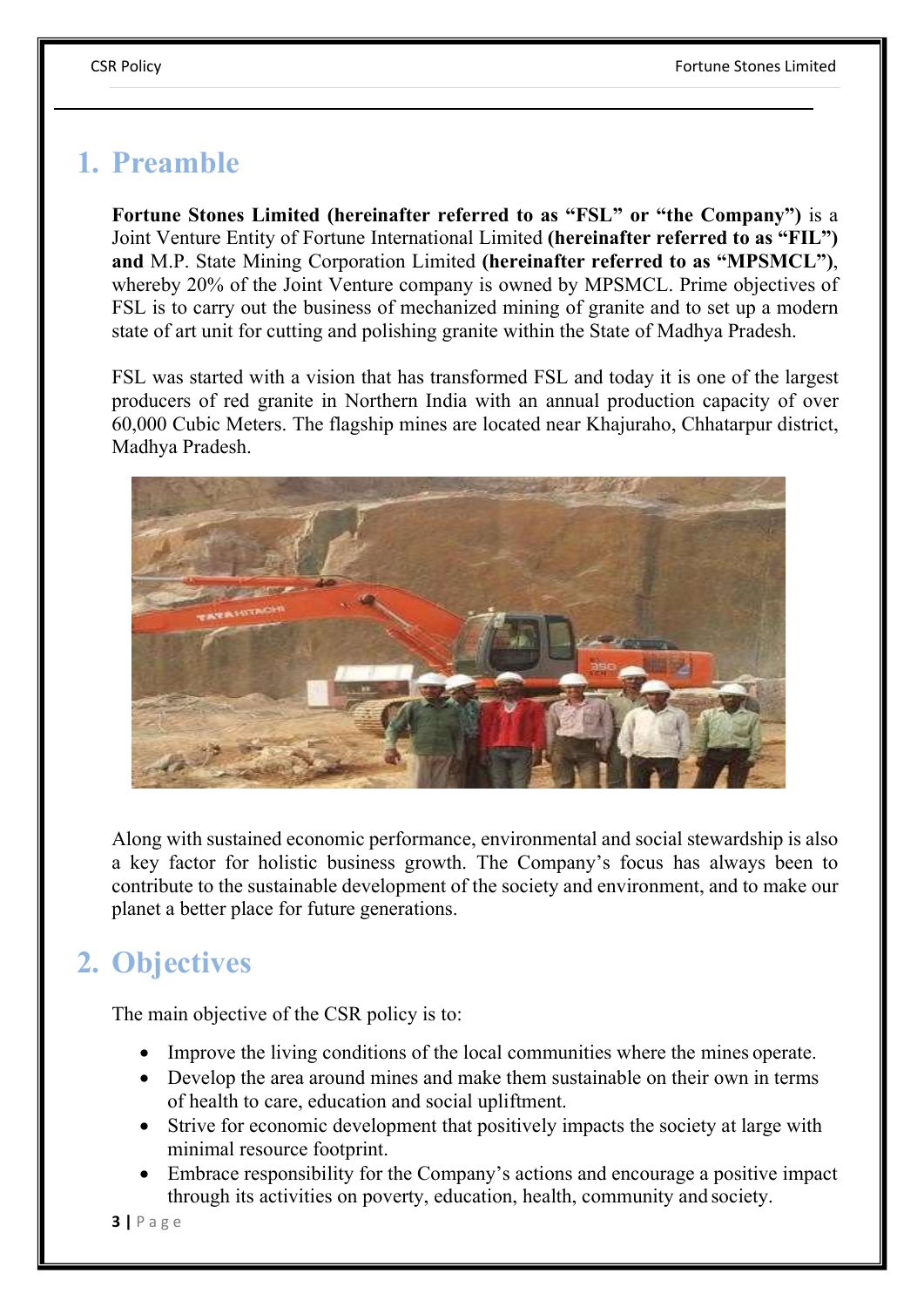# 1. Preamble

**Fortune Stones Limited (hereinafter referred to as "FSL" or "the Company")** is a Joint Venture Entity of Fortune International Limited **(hereinafter referred to as "FIL") and** M.P. State Mining Corporation Limited **(hereinafter referred to as "MPSMCL")**, whereby 20% of the Joint Venture company is owned by MPSMCL. Prime objectives of FSL is to carry out the business of mechanized mining of granite and to set up a modern state of art unit for cutting and polishing granite within the State of Madhya Pradesh.

FSL was started with a vision that has transformed FSL and today it is one of the largest producers of red granite in Northern India with an annual production capacity of over 60,000 Cubic Meters. The flagship mines are located near Khajuraho, Chhatarpur district, Madhya Pradesh.

Along with sustained economic performance, environmental and social stewardship is also a key factor for holistic business growth. The Company's focus has always been to contribute to the sustainable development of the society and environment, and to make our planet a better place for future generations.

# 2. Objectives

The main objective of the CSR policy is to:

- Improve the living conditions of the local communities where the mines operate.
- Develop the area around mines and make them sustainable on their own in terms of health to care, education and social upliftment.
- Strive for economic development that positively impacts the society at large with minimal resource footprint.
- Embrace responsibility for the Company's actions and encourage a positive impact through its activities on poverty, education, health, community and society.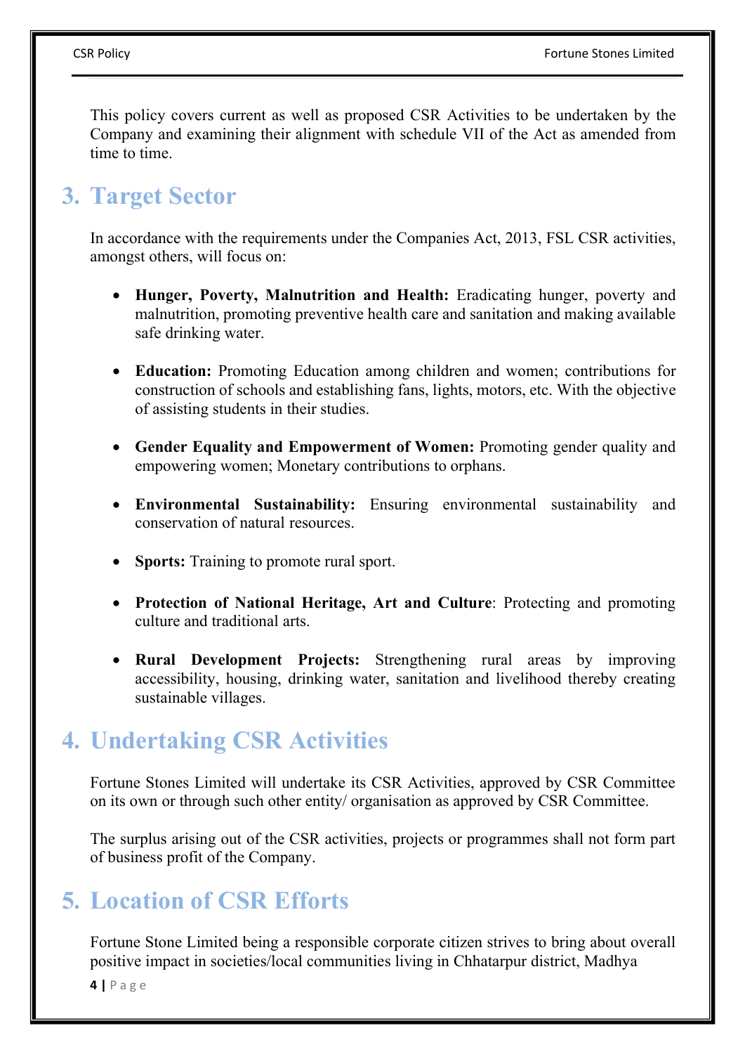This policy covers current as well as proposed CSR Activities to be undertaken by the Company and examining their alignment with schedule VII of the Act as amended from time to time.

## 3. Target Sector

In accordance with the requirements under the Companies Act, 2013, FSL CSR activities, amongst others, will focus on:

- **Hunger, Poverty, Malnutrition and Health:** Eradicating hunger, poverty and malnutrition, promoting preventive health care and sanitation and making available safe drinking water.
- **Education:** Promoting Education among children and women; contributions for construction of schools and establishing fans, lights, motors, etc. With the objective of assisting students in their studies.
- **Gender Equality and Empowerment of Women:** Promoting gender quality and empowering women; Monetary contributions to orphans.
- **Environmental Sustainability:** Ensuring environmental sustainability and conservation of natural resources.
- **Sports:** Training to promote rural sport.
- **Protection of National Heritage, Art and Culture**: Protecting and promoting culture and traditional arts.
- **Rural Development Projects:** Strengthening rural areas by improving accessibility, housing, drinking water, sanitation and livelihood thereby creating sustainable villages.

## 4. Undertaking CSR Activities

Fortune Stones Limited will undertake its CSR Activities, approved by CSR Committee on its own or through such other entity/ organisation as approved by CSR Committee.

The surplus arising out of the CSR activities, projects or programmes shall not form part of business profit of the Company.

## 5. Location of CSR Efforts

Fortune Stone Limited being a responsible corporate citizen strives to bring about overall positive impact in societies/local communities living in Chhatarpur district, Madhya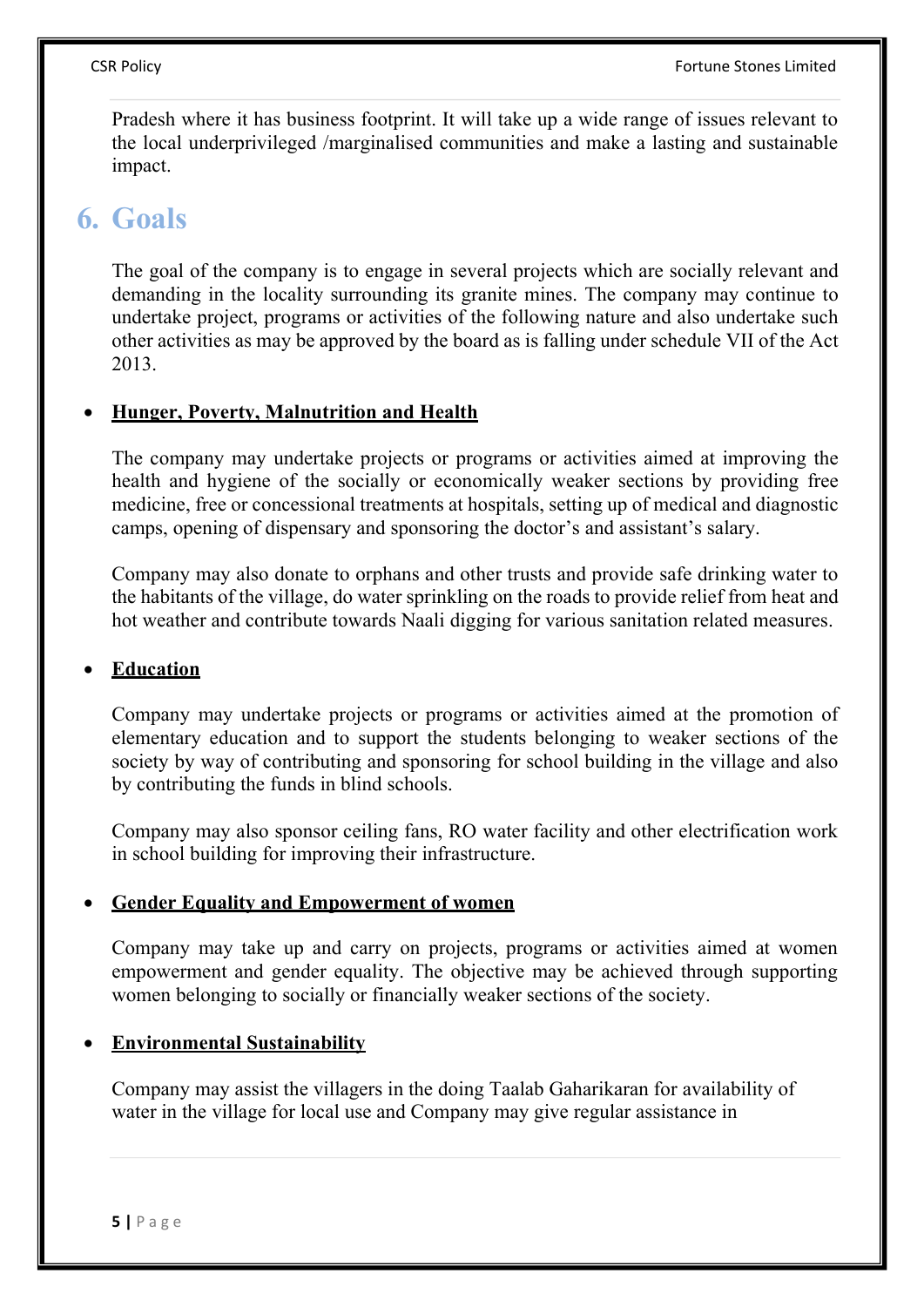Pradesh where it has business footprint. It will take up a wide range of issues relevant to the local underprivileged /marginalised communities and make a lasting and sustainable impact.

# 6. Goals

The goal of the company is to engage in several projects which are socially relevant and demanding in the locality surrounding its granite mines. The company may continue to undertake project, programs or activities of the following nature and also undertake such other activities as may be approved by the board as is falling under schedule VII of the Act 2013.

- **Hunger, Poverty, Malnutrition and Health**

  The company may undertake projects or programs or activities aimed at improving the health and hygiene of the socially or economically weaker sections by providing free medicine, free or concessional treatments at hospitals, setting up of medical and diagnostic camps, opening of dispensary and sponsoring the doctor's and assistant's salary.

  Company may also donate to orphans and other trusts and provide safe drinking water to the habitants of the village, do water sprinkling on the roads to provide relief from heat and hot weather and contribute towards Naali digging for various sanitation related measures.

- **Education**

  Company may undertake projects or programs or activities aimed at the promotion of elementary education and to support the students belonging to weaker sections of the society by way of contributing and sponsoring for school building in the village and also by contributing the funds in blind schools.

  Company may also sponsor ceiling fans, RO water facility and other electrification work in school building for improving their infrastructure.

- **Gender Equality and Empowerment of women**

  Company may take up and carry on projects, programs or activities aimed at women empowerment and gender equality. The objective may be achieved through supporting women belonging to socially or financially weaker sections of the society.

- **Environmental Sustainability**

  Company may assist the villagers in the doing Taalab Gaharikaran for availability of water in the village for local use and Company may give regular assistance in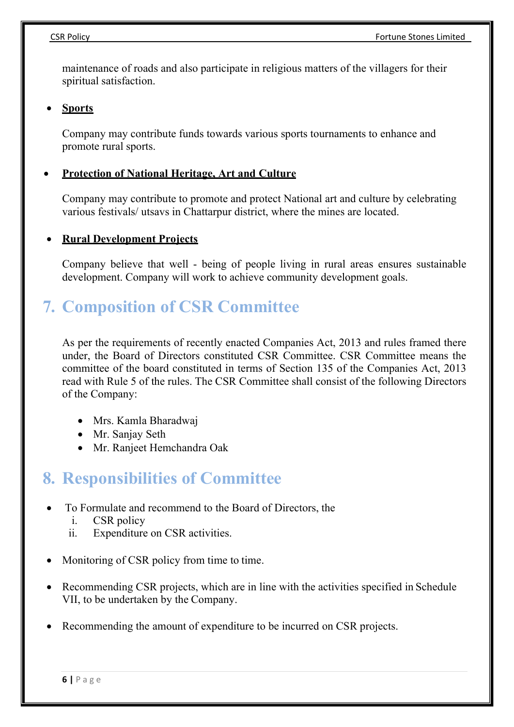maintenance of roads and also participate in religious matters of the villagers for their spiritual satisfaction.

- **Sports**

  Company may contribute funds towards various sports tournaments to enhance and promote rural sports.

- **Protection of National Heritage, Art and Culture**

  Company may contribute to promote and protect National art and culture by celebrating various festivals/ utsavs in Chattarpur district, where the mines are located.

- **Rural Development Projects**

  Company believe that well - being of people living in rural areas ensures sustainable development. Company will work to achieve community development goals.

# 7. Composition of CSR Committee

As per the requirements of recently enacted Companies Act, 2013 and rules framed there under, the Board of Directors constituted CSR Committee. CSR Committee means the committee of the board constituted in terms of Section 135 of the Companies Act, 2013 read with Rule 5 of the rules. The CSR Committee shall consist of the following Directors of the Company:

- Mrs. Kamla Bharadwaj
- Mr. Sanjay Seth
- Mr. Ranjeet Hemchandra Oak

# 8. Responsibilities of Committee

- To Formulate and recommend to the Board of Directors, the
  i. CSR policy
  ii. Expenditure on CSR activities.

- Monitoring of CSR policy from time to time.

- Recommending CSR projects, which are in line with the activities specified in Schedule VII, to be undertaken by the Company.

- Recommending the amount of expenditure to be incurred on CSR projects.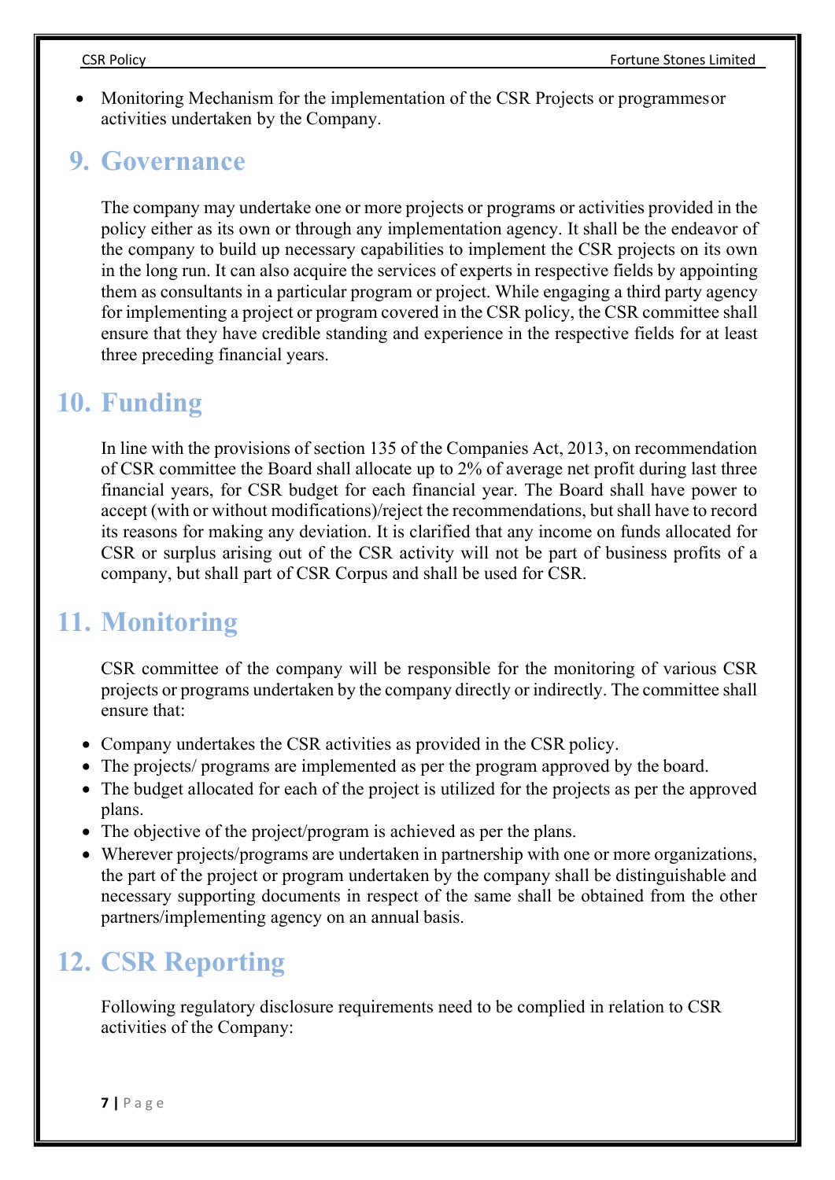- Monitoring Mechanism for the implementation of the CSR Projects or programmesor activities undertaken by the Company.

## 9. Governance

The company may undertake one or more projects or programs or activities provided in the policy either as its own or through any implementation agency. It shall be the endeavor of the company to build up necessary capabilities to implement the CSR projects on its own in the long run. It can also acquire the services of experts in respective fields by appointing them as consultants in a particular program or project. While engaging a third party agency for implementing a project or program covered in the CSR policy, the CSR committee shall ensure that they have credible standing and experience in the respective fields for at least three preceding financial years.

## 10. Funding

In line with the provisions of section 135 of the Companies Act, 2013, on recommendation of CSR committee the Board shall allocate up to 2% of average net profit during last three financial years, for CSR budget for each financial year. The Board shall have power to accept (with or without modifications)/reject the recommendations, but shall have to record its reasons for making any deviation. It is clarified that any income on funds allocated for CSR or surplus arising out of the CSR activity will not be part of business profits of a company, but shall part of CSR Corpus and shall be used for CSR.

## 11. Monitoring

CSR committee of the company will be responsible for the monitoring of various CSR projects or programs undertaken by the company directly or indirectly. The committee shall ensure that:

- Company undertakes the CSR activities as provided in the CSR policy.
- The projects/ programs are implemented as per the program approved by the board.
- The budget allocated for each of the project is utilized for the projects as per the approved plans.
- The objective of the project/program is achieved as per the plans.
- Wherever projects/programs are undertaken in partnership with one or more organizations, the part of the project or program undertaken by the company shall be distinguishable and necessary supporting documents in respect of the same shall be obtained from the other partners/implementing agency on an annual basis.

## 12. CSR Reporting

Following regulatory disclosure requirements need to be complied in relation to CSR activities of the Company: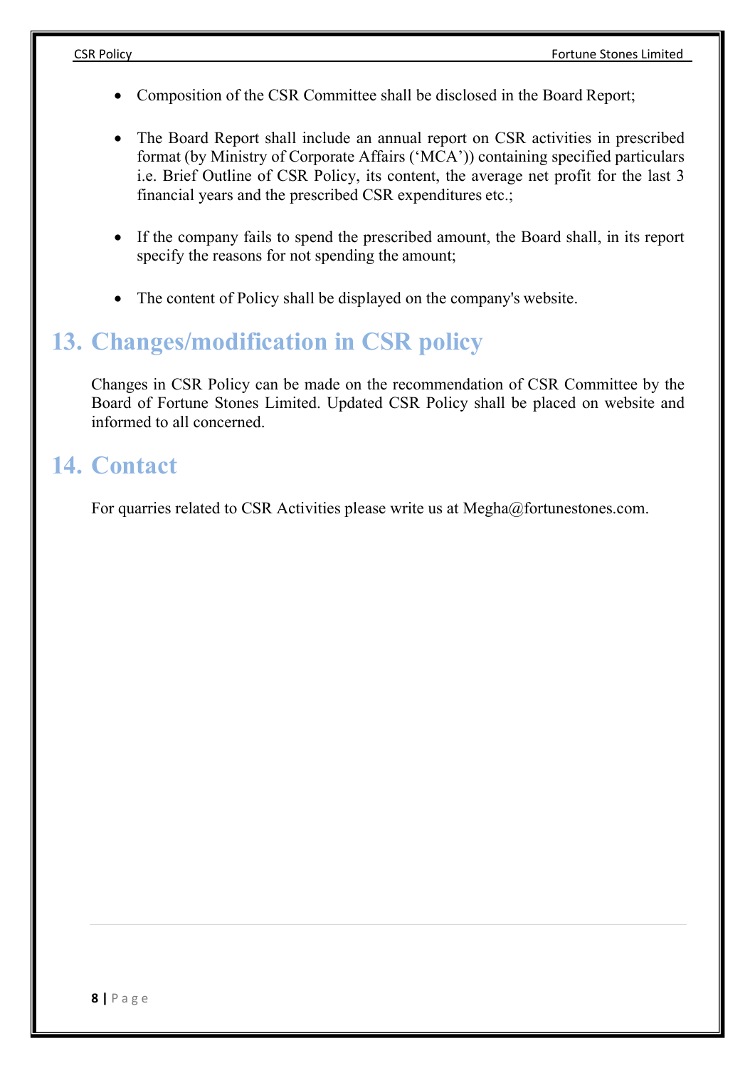- Composition of the CSR Committee shall be disclosed in the Board Report;

- The Board Report shall include an annual report on CSR activities in prescribed format (by Ministry of Corporate Affairs ('MCA')) containing specified particulars i.e. Brief Outline of CSR Policy, its content, the average net profit for the last 3 financial years and the prescribed CSR expenditures etc.;

- If the company fails to spend the prescribed amount, the Board shall, in its report specify the reasons for not spending the amount;

- The content of Policy shall be displayed on the company's website.

# 13. Changes/modification in CSR policy

Changes in CSR Policy can be made on the recommendation of CSR Committee by the Board of Fortune Stones Limited. Updated CSR Policy shall be placed on website and informed to all concerned.

# 14. Contact

For quarries related to CSR Activities please write us at Megha@fortunestones.com.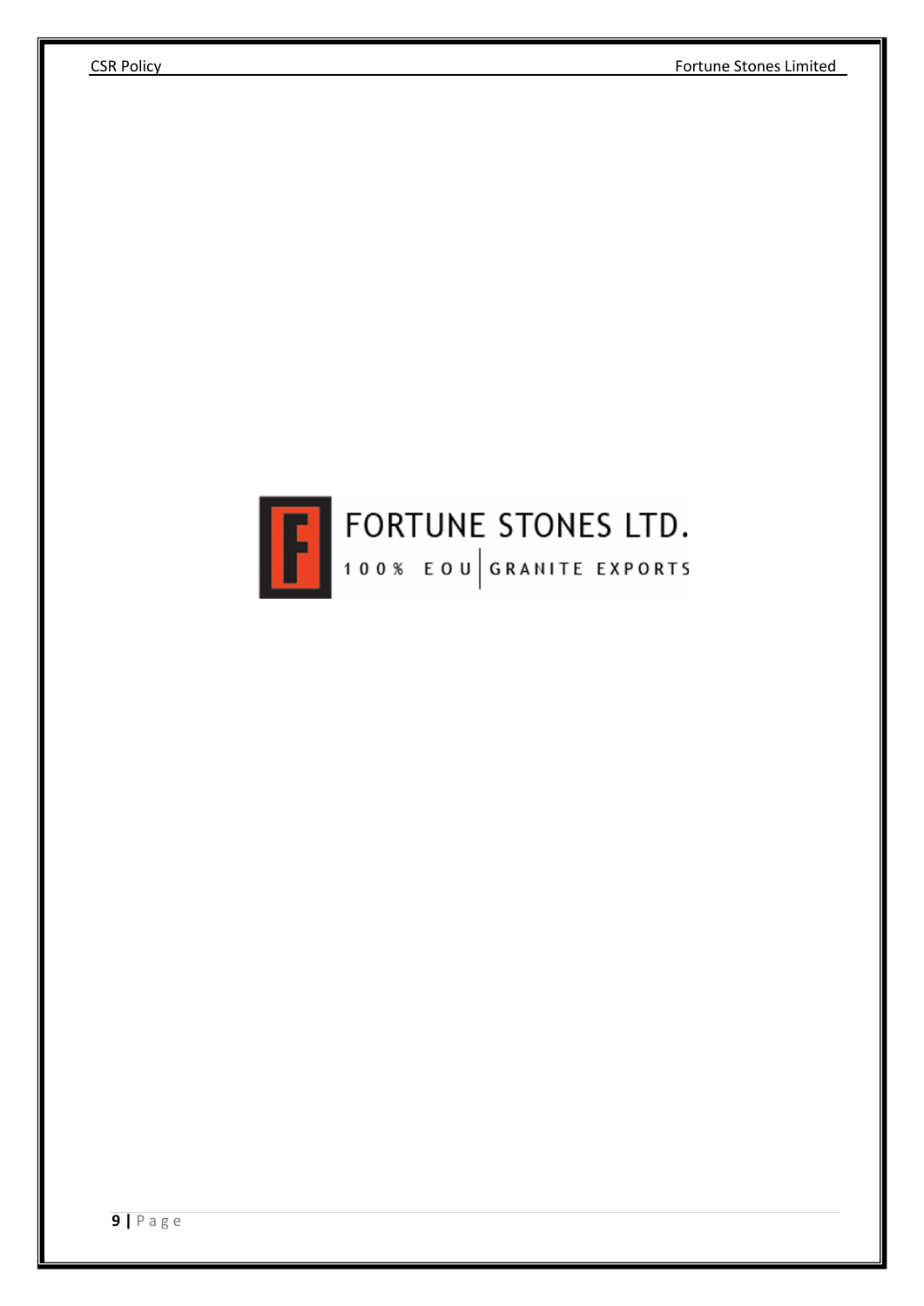FORTUNE STONES LTD.

100% EOU | GRANITE EXPORTS